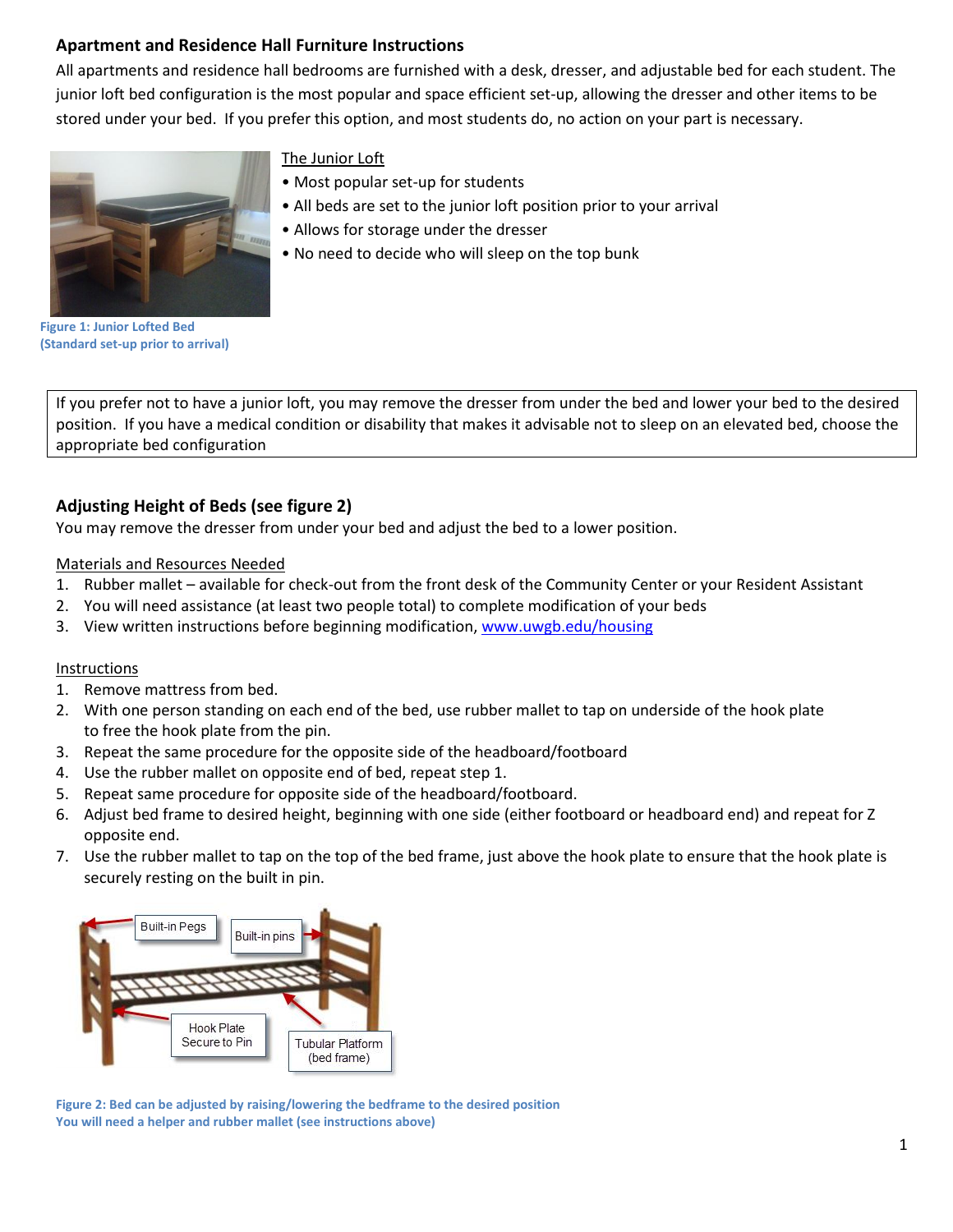## Apartment and Residence Hall Furniture Instructions

All apartments and residence hall bedrooms are furnished with a desk, dresser, and adjustable bed for each student. The junior loft bed configuration is the most popular and space efficient set-up, allowing the dresser and other items to be stored under your bed. If you prefer this option, and most students do, no action on your part is necessary.

Figure 1: Junior Lofted Bed
(Standard set-up prior to arrival)

The Junior Loft

- Most popular set-up for students
- All beds are set to the junior loft position prior to your arrival
- Allows for storage under the dresser
- No need to decide who will sleep on the top bunk

> If you prefer not to have a junior loft, you may remove the dresser from under the bed and lower your bed to the desired position. If you have a medical condition or disability that makes it advisable not to sleep on an elevated bed, choose the appropriate bed configuration

### Adjusting Height of Beds (see figure 2)

You may remove the dresser from under your bed and adjust the bed to a lower position.

Materials and Resources Needed

1. Rubber mallet – available for check-out from the front desk of the Community Center or your Resident Assistant
2. You will need assistance (at least two people total) to complete modification of your beds
3. View written instructions before beginning modification, www.uwgb.edu/housing

Instructions

1. Remove mattress from bed.
2. With one person standing on each end of the bed, use rubber mallet to tap on underside of the hook plate to free the hook plate from the pin.
3. Repeat the same procedure for the opposite side of the headboard/footboard
4. Use the rubber mallet on opposite end of bed, repeat step 1.
5. Repeat same procedure for opposite side of the headboard/footboard.
6. Adjust bed frame to desired height, beginning with one side (either footboard or headboard end) and repeat for Z opposite end.
7. Use the rubber mallet to tap on the top of the bed frame, just above the hook plate to ensure that the hook plate is securely resting on the built in pin.

Built-in Pegs | Built-in pins | Hook Plate Secure to Pin | Tubular Platform (bed frame)

Figure 2: Bed can be adjusted by raising/lowering the bedframe to the desired position
You will need a helper and rubber mallet (see instructions above)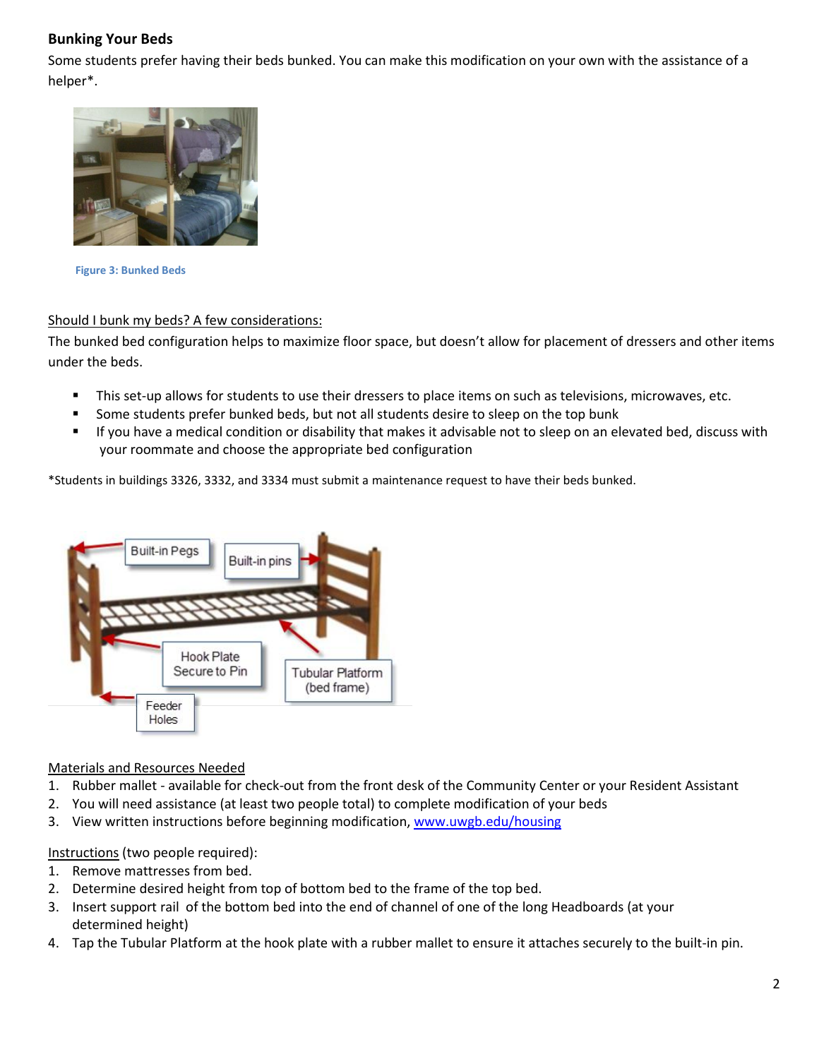## Bunking Your Beds

Some students prefer having their beds bunked. You can make this modification on your own with the assistance of a helper*.

Figure 3: Bunked Beds

Should I bunk my beds? A few considerations:

The bunked bed configuration helps to maximize floor space, but doesn't allow for placement of dressers and other items under the beds.

- This set-up allows for students to use their dressers to place items on such as televisions, microwaves, etc.
- Some students prefer bunked beds, but not all students desire to sleep on the top bunk
- If you have a medical condition or disability that makes it advisable not to sleep on an elevated bed, discuss with your roommate and choose the appropriate bed configuration

*Students in buildings 3326, 3332, and 3334 must submit a maintenance request to have their beds bunked.

Materials and Resources Needed

1. Rubber mallet - available for check-out from the front desk of the Community Center or your Resident Assistant
2. You will need assistance (at least two people total) to complete modification of your beds
3. View written instructions before beginning modification, www.uwgb.edu/housing

Instructions (two people required):

1. Remove mattresses from bed.
2. Determine desired height from top of bottom bed to the frame of the top bed.
3. Insert support rail of the bottom bed into the end of channel of one of the long Headboards (at your determined height)
4. Tap the Tubular Platform at the hook plate with a rubber mallet to ensure it attaches securely to the built-in pin.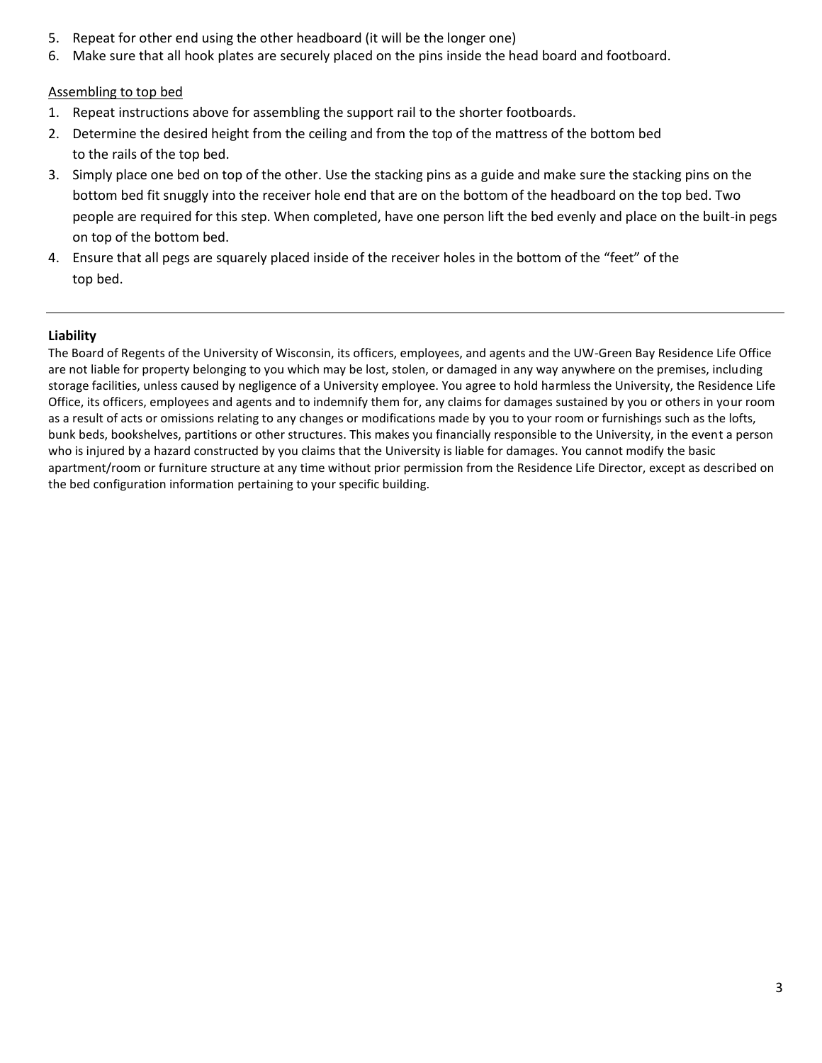5. Repeat for other end using the other headboard (it will be the longer one)
6. Make sure that all hook plates are securely placed on the pins inside the head board and footboard.

Assembling to top bed

1. Repeat instructions above for assembling the support rail to the shorter footboards.
2. Determine the desired height from the ceiling and from the top of the mattress of the bottom bed to the rails of the top bed.
3. Simply place one bed on top of the other. Use the stacking pins as a guide and make sure the stacking pins on the bottom bed fit snuggly into the receiver hole end that are on the bottom of the headboard on the top bed. Two people are required for this step. When completed, have one person lift the bed evenly and place on the built-in pegs on top of the bottom bed.
4. Ensure that all pegs are squarely placed inside of the receiver holes in the bottom of the "feet" of the top bed.

---

**Liability**

The Board of Regents of the University of Wisconsin, its officers, employees, and agents and the UW-Green Bay Residence Life Office are not liable for property belonging to you which may be lost, stolen, or damaged in any way anywhere on the premises, including storage facilities, unless caused by negligence of a University employee. You agree to hold harmless the University, the Residence Life Office, its officers, employees and agents and to indemnify them for, any claims for damages sustained by you or others in your room as a result of acts or omissions relating to any changes or modifications made by you to your room or furnishings such as the lofts, bunk beds, bookshelves, partitions or other structures. This makes you financially responsible to the University, in the event a person who is injured by a hazard constructed by you claims that the University is liable for damages. You cannot modify the basic apartment/room or furniture structure at any time without prior permission from the Residence Life Director, except as described on the bed configuration information pertaining to your specific building.